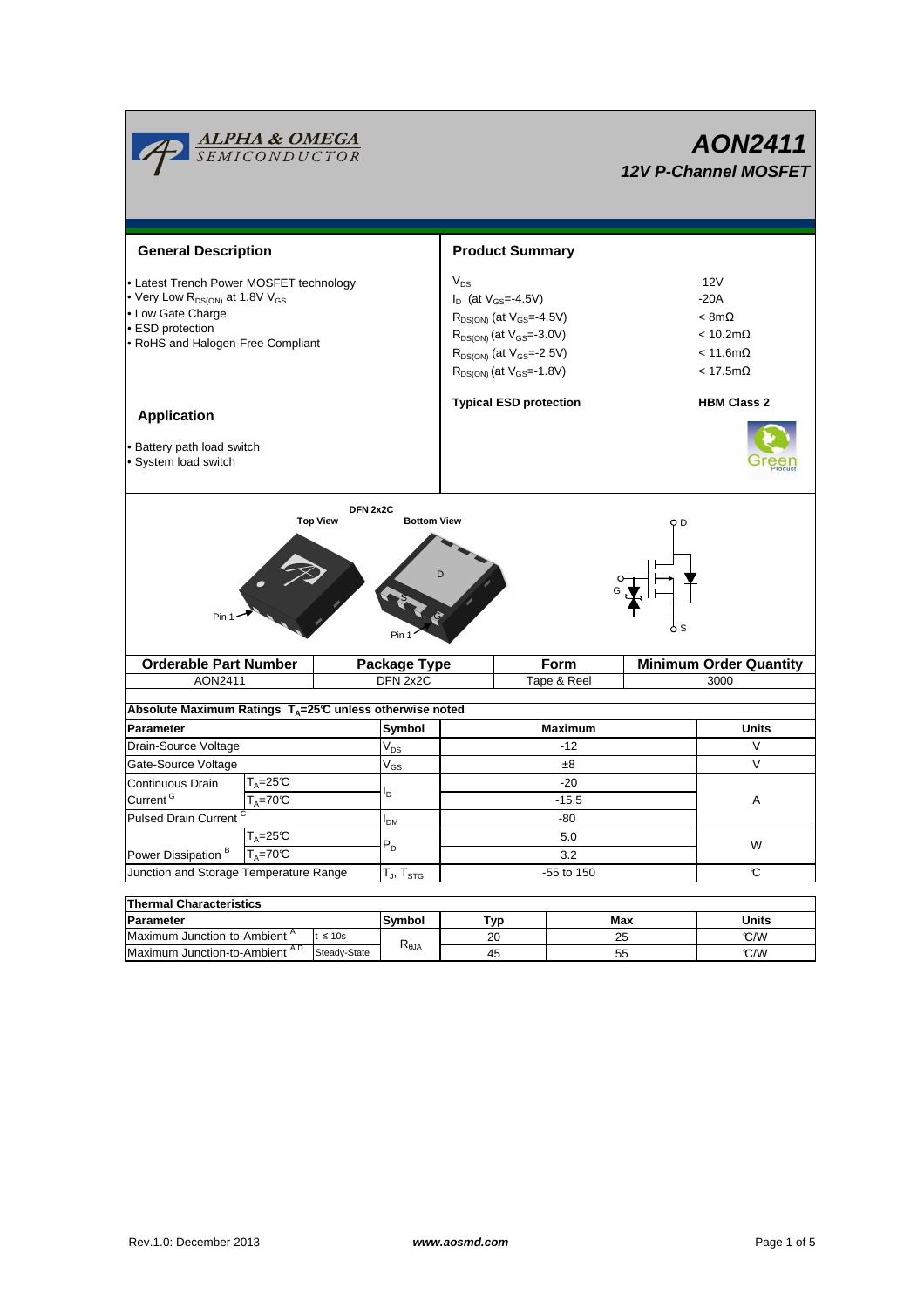# AON2411

### 12V P-Channel MOSFET

## General Description

- Latest Trench Power MOSFET technology
- Very Low $R_{DS(ON)}$ at 1.8V $V_{GS}$
- Low Gate Charge
- ESD protection
- RoHS and Halogen-Free Compliant

## Product Summary

| | |
|---|---|
| $V_{DS}$ | -12V |
| $I_D$ (at $V_{GS}$=-4.5V) | -20A |
| $R_{DS(ON)}$ (at $V_{GS}$=-4.5V) | < 8mΩ |
| $R_{DS(ON)}$ (at $V_{GS}$=-3.0V) | < 10.2mΩ |
| $R_{DS(ON)}$ (at $V_{GS}$=-2.5V) | < 11.6mΩ |
| $R_{DS(ON)}$ (at $V_{GS}$=-1.8V) | < 17.5mΩ |

**Typical ESD protection** **HBM Class 2**

## Application

- Battery path load switch
- System load switch

DFN 2x2C

Top View / Bottom View

| Orderable Part Number | Package Type | Form | Minimum Order Quantity |
|---|---|---|---|
| AON2411 | DFN 2x2C | Tape & Reel | 3000 |

**Absolute Maximum Ratings $T_A$=25°C unless otherwise noted**

| Parameter | | Symbol | Maximum | Units |
|---|---|---|---|---|
| Drain-Source Voltage | | $V_{DS}$ | -12 | V |
| Gate-Source Voltage | | $V_{GS}$ | ±8 | V |
| Continuous Drain Current [G] | $T_A$=25°C | $I_D$ | -20 | A |
| | $T_A$=70°C | | -15.5 | |
| Pulsed Drain Current [C] | | $I_{DM}$ | -80 | |
| Power Dissipation [B] | $T_A$=25°C | $P_D$ | 5.0 | W |
| | $T_A$=70°C | | 3.2 | |
| Junction and Storage Temperature Range | | $T_J$, $T_{STG}$ | -55 to 150 | °C |

**Thermal Characteristics**

| Parameter | | Symbol | Typ | Max | Units |
|---|---|---|---|---|---|
| Maximum Junction-to-Ambient [A] | t ≤ 10s | $R_{\theta JA}$ | 20 | 25 | °C/W |
| Maximum Junction-to-Ambient [A D] | Steady-State | | 45 | 55 | °C/W |

Rev.1.0: December 2013 www.aosmd.com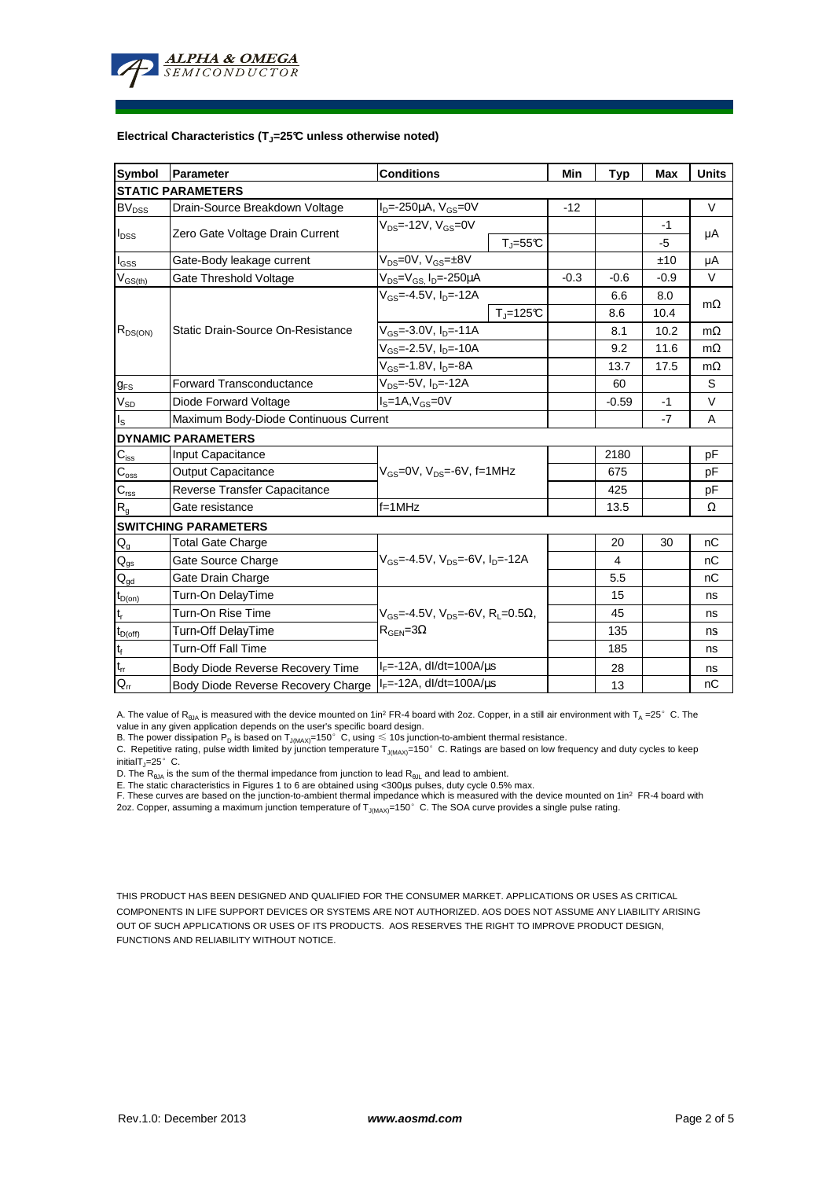**Electrical Characteristics ($T_J$=25°C unless otherwise noted)**

| Symbol | Parameter | Conditions | | Min | Typ | Max | Units |
|---|---|---|---|---|---|---|---|
| **STATIC PARAMETERS** | | | | | | | |
| $BV_{DSS}$ | Drain-Source Breakdown Voltage | $I_D$=-250µA, $V_{GS}$=0V | | -12 | | | V |
| $I_{DSS}$ | Zero Gate Voltage Drain Current | $V_{DS}$=-12V, $V_{GS}$=0V | | | | -1 | µA |
| | | | $T_J$=55°C | | | -5 | |
| $I_{GSS}$ | Gate-Body leakage current | $V_{DS}$=0V, $V_{GS}$=±8V | | | | ±10 | µA |
| $V_{GS(th)}$ | Gate Threshold Voltage | $V_{DS}$=$V_{GS,}$ $I_D$=-250µA | | -0.3 | -0.6 | -0.9 | V |
| $R_{DS(ON)}$ | Static Drain-Source On-Resistance | $V_{GS}$=-4.5V, $I_D$=-12A | | | 6.6 | 8.0 | mΩ |
| | | | $T_J$=125°C | | 8.6 | 10.4 | |
| | | $V_{GS}$=-3.0V, $I_D$=-11A | | | 8.1 | 10.2 | mΩ |
| | | $V_{GS}$=-2.5V, $I_D$=-10A | | | 9.2 | 11.6 | mΩ |
| | | $V_{GS}$=-1.8V, $I_D$=-8A | | | 13.7 | 17.5 | mΩ |
| $g_{FS}$ | Forward Transconductance | $V_{DS}$=-5V, $I_D$=-12A | | | 60 | | S |
| $V_{SD}$ | Diode Forward Voltage | $I_S$=1A,$V_{GS}$=0V | | | -0.59 | -1 | V |
| $I_S$ | Maximum Body-Diode Continuous Current | | | | | -7 | A |
| **DYNAMIC PARAMETERS** | | | | | | | |
| $C_{iss}$ | Input Capacitance | $V_{GS}$=0V, $V_{DS}$=-6V, f=1MHz | | | 2180 | | pF |
| $C_{oss}$ | Output Capacitance | | | | 675 | | pF |
| $C_{rss}$ | Reverse Transfer Capacitance | | | | 425 | | pF |
| $R_g$ | Gate resistance | f=1MHz | | | 13.5 | | Ω |
| **SWITCHING PARAMETERS** | | | | | | | |
| $Q_g$ | Total Gate Charge | $V_{GS}$=-4.5V, $V_{DS}$=-6V, $I_D$=-12A | | | 20 | 30 | nC |
| $Q_{gs}$ | Gate Source Charge | | | | 4 | | nC |
| $Q_{gd}$ | Gate Drain Charge | | | | 5.5 | | nC |
| $t_{D(on)}$ | Turn-On DelayTime | $V_{GS}$=-4.5V, $V_{DS}$=-6V, $R_L$=0.5Ω, $R_{GEN}$=3Ω | | | 15 | | ns |
| $t_r$ | Turn-On Rise Time | | | | 45 | | ns |
| $t_{D(off)}$ | Turn-Off DelayTime | | | | 135 | | ns |
| $t_f$ | Turn-Off Fall Time | | | | 185 | | ns |
| $t_{rr}$ | Body Diode Reverse Recovery Time | $I_F$=-12A, dI/dt=100A/µs | | | 28 | | ns |
| $Q_{rr}$ | Body Diode Reverse Recovery Charge | $I_F$=-12A, dI/dt=100A/µs | | | 13 | | nC |

A. The value of $R_{\theta JA}$ is measured with the device mounted on 1in² FR-4 board with 2oz. Copper, in a still air environment with $T_A$ =25° C. The value in any given application depends on the user's specific board design.
B. The power dissipation $P_D$ is based on $T_{J(MAX)}$=150° C, using ≤ 10s junction-to-ambient thermal resistance.
C. Repetitive rating, pulse width limited by junction temperature $T_{J(MAX)}$=150° C. Ratings are based on low frequency and duty cycles to keep initial$T_J$=25° C.
D. The $R_{\theta JA}$ is the sum of the thermal impedance from junction to lead $R_{\theta JL}$ and lead to ambient.
E. The static characteristics in Figures 1 to 6 are obtained using <300µs pulses, duty cycle 0.5% max.
F. These curves are based on the junction-to-ambient thermal impedance which is measured with the device mounted on 1in² FR-4 board with 2oz. Copper, assuming a maximum junction temperature of $T_{J(MAX)}$=150° C. The SOA curve provides a single pulse rating.

THIS PRODUCT HAS BEEN DESIGNED AND QUALIFIED FOR THE CONSUMER MARKET. APPLICATIONS OR USES AS CRITICAL COMPONENTS IN LIFE SUPPORT DEVICES OR SYSTEMS ARE NOT AUTHORIZED. AOS DOES NOT ASSUME ANY LIABILITY ARISING OUT OF SUCH APPLICATIONS OR USES OF ITS PRODUCTS. AOS RESERVES THE RIGHT TO IMPROVE PRODUCT DESIGN, FUNCTIONS AND RELIABILITY WITHOUT NOTICE.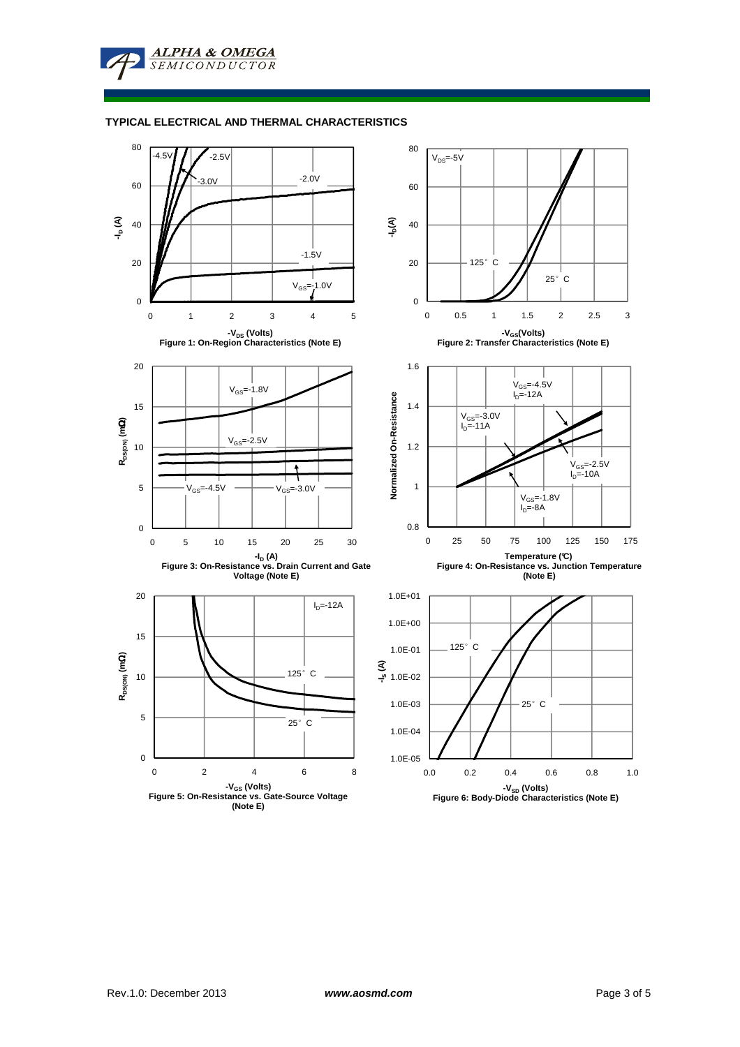## TYPICAL ELECTRICAL AND THERMAL CHARACTERISTICS

Figure 1: On-Region Characteristics (Note E)

Figure 2: Transfer Characteristics (Note E)

Figure 3: On-Resistance vs. Drain Current and Gate Voltage (Note E)

Figure 4: On-Resistance vs. Junction Temperature (Note E)

Figure 5: On-Resistance vs. Gate-Source Voltage (Note E)

Figure 6: Body-Diode Characteristics (Note E)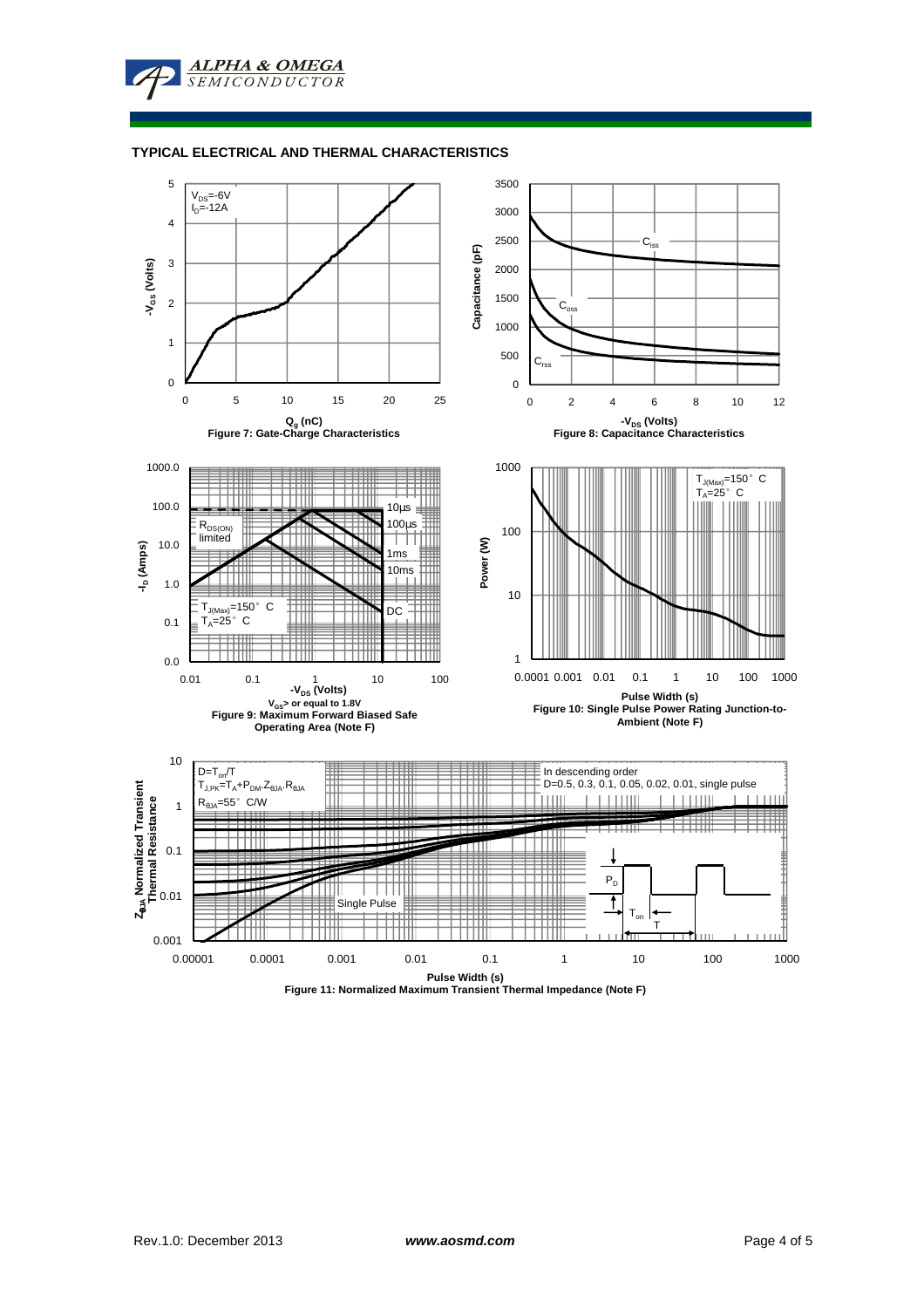## TYPICAL ELECTRICAL AND THERMAL CHARACTERISTICS

$V_{DS}$=-6V
$I_D$=-12A

$-V_{GS}$ (Volts)

$Q_g$ (nC)

Figure 7: Gate-Charge Characteristics

Capacitance (pF)

$C_{iss}$

$C_{oss}$

$C_{rss}$

$-V_{DS}$ (Volts)

Figure 8: Capacitance Characteristics

$-I_D$ (Amps)

$R_{DS(ON)}$ limited

10µs

100µs

1ms

10ms

DC

$T_{J(Max)}$=150° C
$T_A$=25° C

$-V_{DS}$ (Volts)

$V_{GS}$> or equal to 1.8V

Figure 9: Maximum Forward Biased Safe Operating Area (Note F)

Power (W)

$T_{J(Max)}$=150° C
$T_A$=25° C

Pulse Width (s)

Figure 10: Single Pulse Power Rating Junction-to-Ambient (Note F)

$Z_{\theta JA}$ Normalized Transient Thermal Resistance

$D=T_{on}/T$
$T_{J,PK}=T_A+P_{DM}.Z_{\theta JA}.R_{\theta JA}$
$R_{\theta JA}$=55° C/W

In descending order
D=0.5, 0.3, 0.1, 0.05, 0.02, 0.01, single pulse

Single Pulse

$P_D$

$T_{on}$

T

Pulse Width (s)

Figure 11: Normalized Maximum Transient Thermal Impedance (Note F)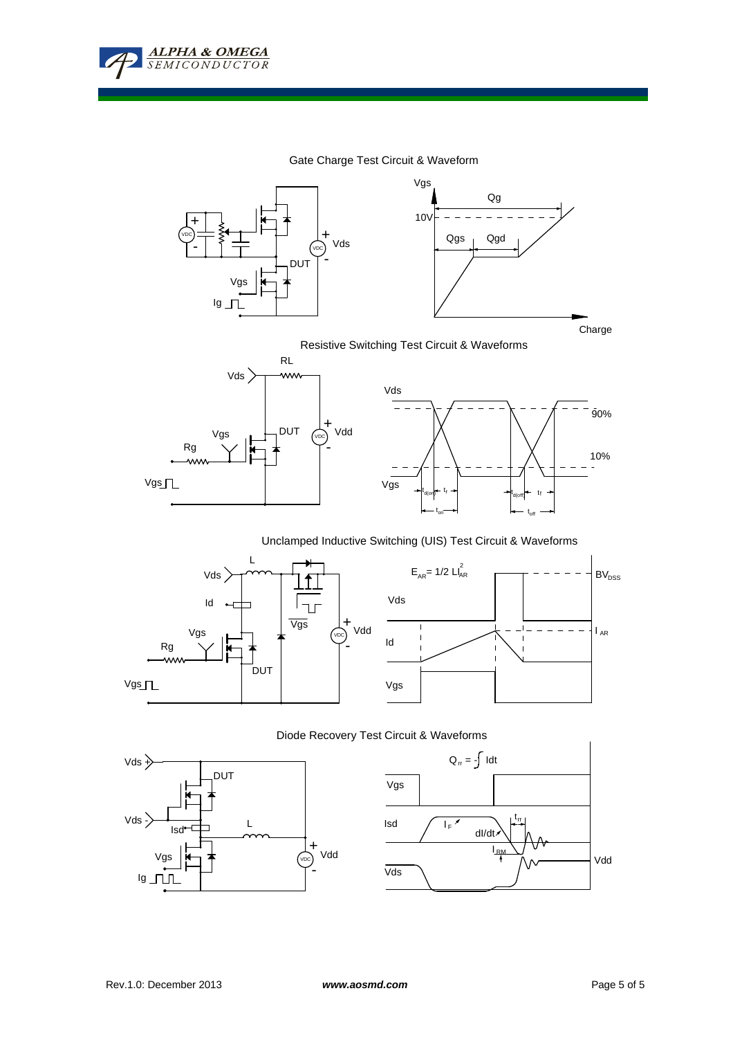## Gate Charge Test Circuit & Waveform

VDC
Vds
DUT
Vgs
Ig

Vgs
Qg
10V
Qgs
Qgd
Charge

## Resistive Switching Test Circuit & Waveforms

RL
Vds
Vgs
DUT
Vdd
Rg
Vgs

Vds
90%
10%
Vgs
$t_{d(on)}$
$t_r$
$t_{on}$
$t_{d(off)}$
$t_f$
$t_{off}$

## Unclamped Inductive Switching (UIS) Test Circuit & Waveforms

L
Vds
Id
Vgs
Rg
Vgs
DUT
$\overline{Vgs}$
Vdd

$E_{AR} = 1/2\ LI_{AR}^2$
$BV_{DSS}$
Vds
Id
$I_{AR}$
Vgs

## Diode Recovery Test Circuit & Waveforms

Vds +
DUT
Vds -
Isd
L
Vgs
Ig
Vdd

$Q_{rr} = -\int Idt$
Vgs
Isd
$I_F$
dI/dt
$t_{rr}$
$I_{RM}$
Vds
Vdd